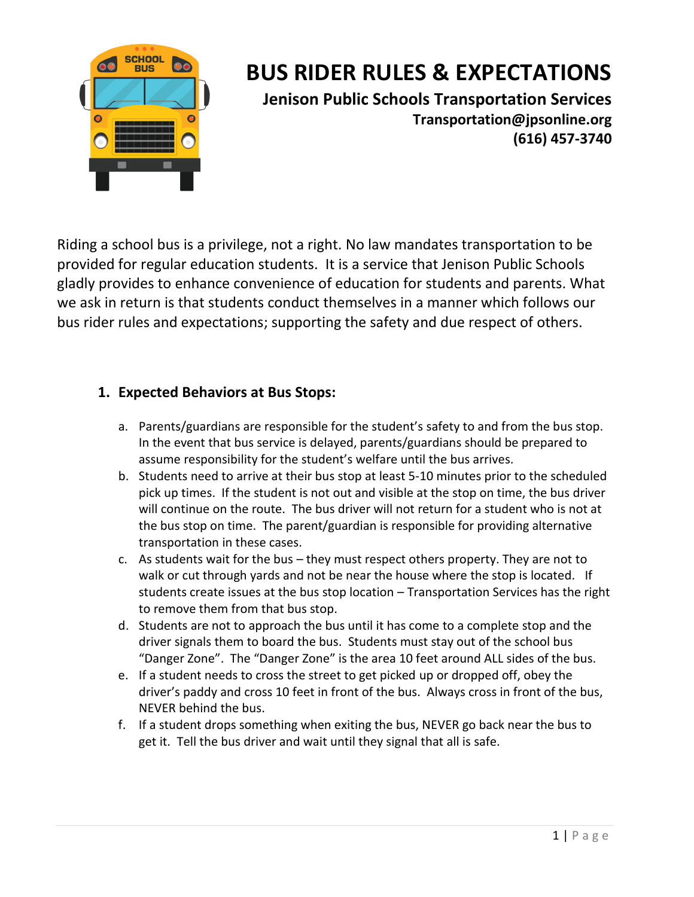# BUS RIDER RULES & EXPECTATIONS

**Jenison Public Schools Transportation Services**

**Transportation@jpsonline.org**

**(616) 457-3740**

Riding a school bus is a privilege, not a right. No law mandates transportation to be provided for regular education students. It is a service that Jenison Public Schools gladly provides to enhance convenience of education for students and parents. What we ask in return is that students conduct themselves in a manner which follows our bus rider rules and expectations; supporting the safety and due respect of others.

1. **Expected Behaviors at Bus Stops:**
    a. Parents/guardians are responsible for the student's safety to and from the bus stop. In the event that bus service is delayed, parents/guardians should be prepared to assume responsibility for the student's welfare until the bus arrives.
    b. Students need to arrive at their bus stop at least 5-10 minutes prior to the scheduled pick up times. If the student is not out and visible at the stop on time, the bus driver will continue on the route. The bus driver will not return for a student who is not at the bus stop on time. The parent/guardian is responsible for providing alternative transportation in these cases.
    c. As students wait for the bus – they must respect others property. They are not to walk or cut through yards and not be near the house where the stop is located. If students create issues at the bus stop location – Transportation Services has the right to remove them from that bus stop.
    d. Students are not to approach the bus until it has come to a complete stop and the driver signals them to board the bus. Students must stay out of the school bus "Danger Zone". The "Danger Zone" is the area 10 feet around ALL sides of the bus.
    e. If a student needs to cross the street to get picked up or dropped off, obey the driver's paddy and cross 10 feet in front of the bus. Always cross in front of the bus, NEVER behind the bus.
    f. If a student drops something when exiting the bus, NEVER go back near the bus to get it. Tell the bus driver and wait until they signal that all is safe.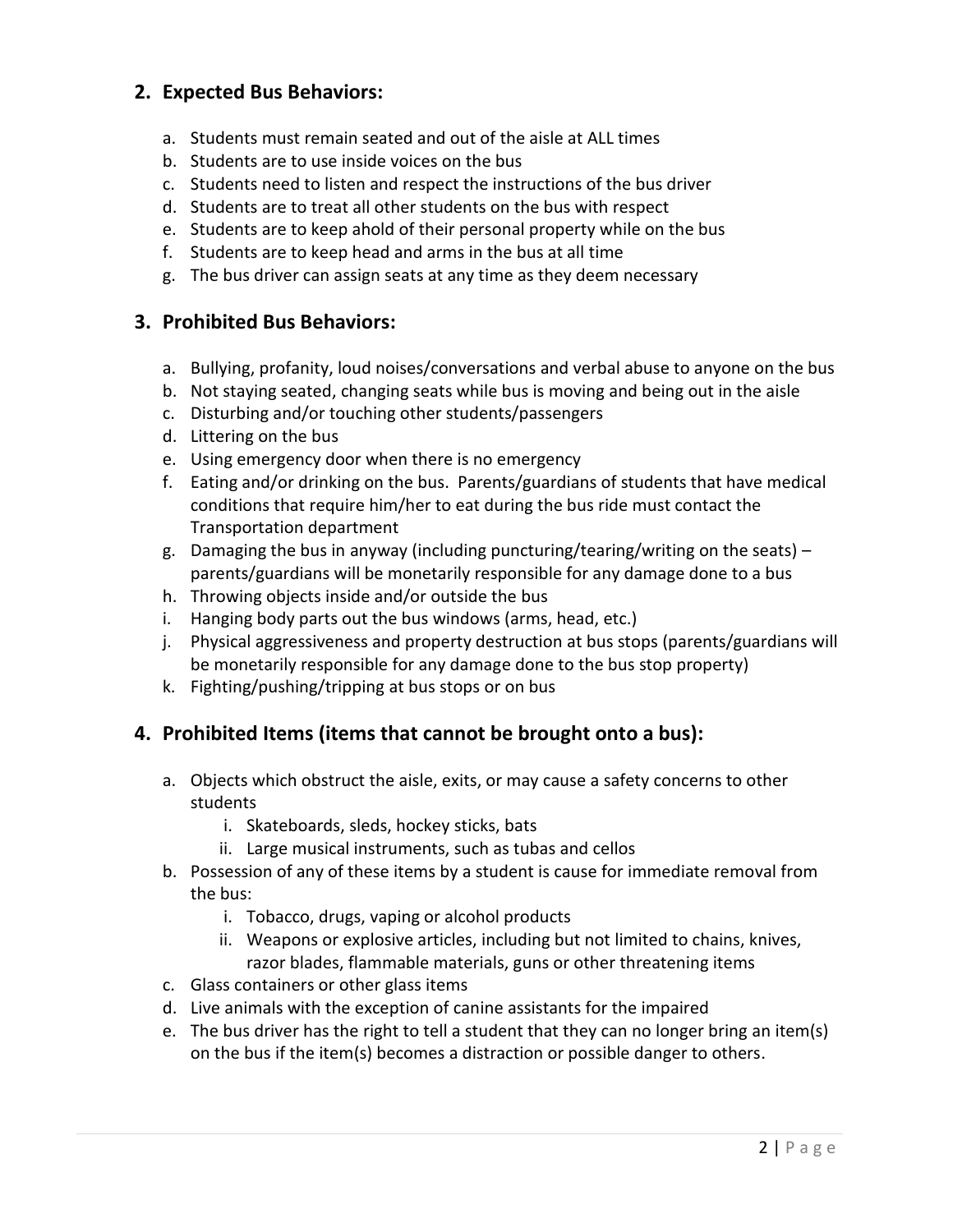## 2. Expected Bus Behaviors:

a. Students must remain seated and out of the aisle at ALL times
b. Students are to use inside voices on the bus
c. Students need to listen and respect the instructions of the bus driver
d. Students are to treat all other students on the bus with respect
e. Students are to keep ahold of their personal property while on the bus
f. Students are to keep head and arms in the bus at all time
g. The bus driver can assign seats at any time as they deem necessary

## 3. Prohibited Bus Behaviors:

a. Bullying, profanity, loud noises/conversations and verbal abuse to anyone on the bus
b. Not staying seated, changing seats while bus is moving and being out in the aisle
c. Disturbing and/or touching other students/passengers
d. Littering on the bus
e. Using emergency door when there is no emergency
f. Eating and/or drinking on the bus. Parents/guardians of students that have medical conditions that require him/her to eat during the bus ride must contact the Transportation department
g. Damaging the bus in anyway (including puncturing/tearing/writing on the seats) – parents/guardians will be monetarily responsible for any damage done to a bus
h. Throwing objects inside and/or outside the bus
i. Hanging body parts out the bus windows (arms, head, etc.)
j. Physical aggressiveness and property destruction at bus stops (parents/guardians will be monetarily responsible for any damage done to the bus stop property)
k. Fighting/pushing/tripping at bus stops or on bus

## 4. Prohibited Items (items that cannot be brought onto a bus):

a. Objects which obstruct the aisle, exits, or may cause a safety concerns to other students
   i. Skateboards, sleds, hockey sticks, bats
   ii. Large musical instruments, such as tubas and cellos
b. Possession of any of these items by a student is cause for immediate removal from the bus:
   i. Tobacco, drugs, vaping or alcohol products
   ii. Weapons or explosive articles, including but not limited to chains, knives, razor blades, flammable materials, guns or other threatening items
c. Glass containers or other glass items
d. Live animals with the exception of canine assistants for the impaired
e. The bus driver has the right to tell a student that they can no longer bring an item(s) on the bus if the item(s) becomes a distraction or possible danger to others.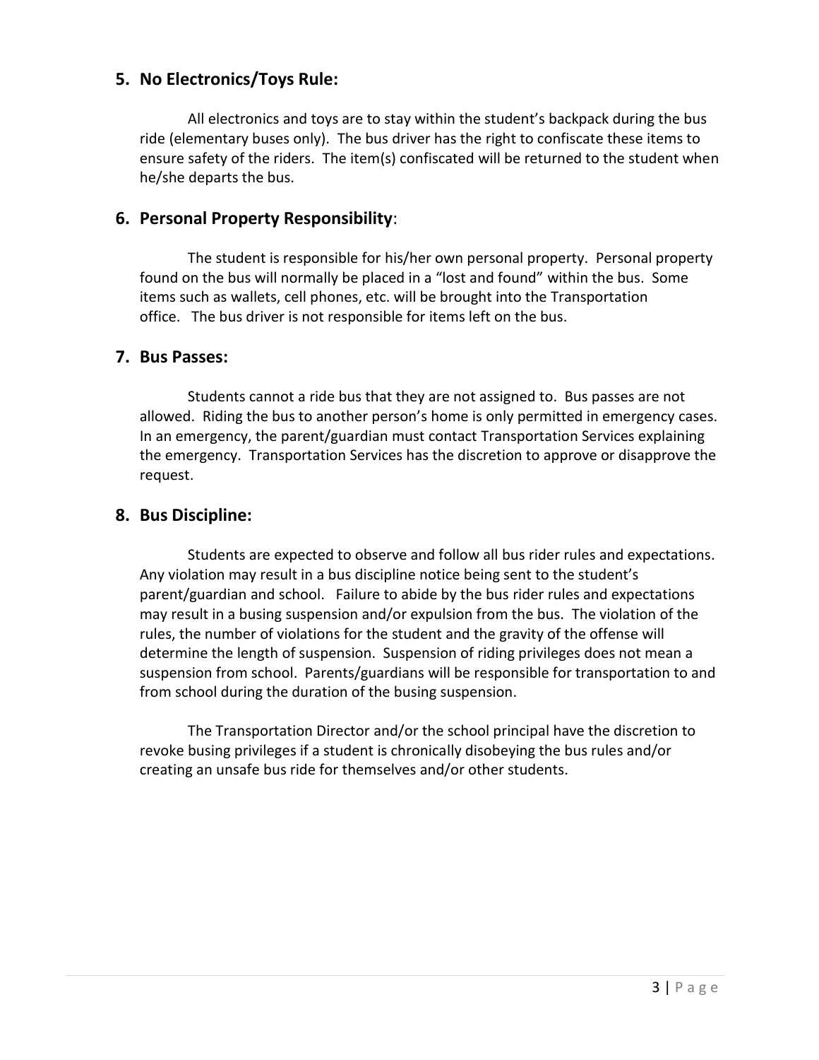## 5. No Electronics/Toys Rule:

All electronics and toys are to stay within the student's backpack during the bus ride (elementary buses only). The bus driver has the right to confiscate these items to ensure safety of the riders. The item(s) confiscated will be returned to the student when he/she departs the bus.

## 6. Personal Property Responsibility:

The student is responsible for his/her own personal property. Personal property found on the bus will normally be placed in a "lost and found" within the bus. Some items such as wallets, cell phones, etc. will be brought into the Transportation office. The bus driver is not responsible for items left on the bus.

## 7. Bus Passes:

Students cannot a ride bus that they are not assigned to. Bus passes are not allowed. Riding the bus to another person's home is only permitted in emergency cases. In an emergency, the parent/guardian must contact Transportation Services explaining the emergency. Transportation Services has the discretion to approve or disapprove the request.

## 8. Bus Discipline:

Students are expected to observe and follow all bus rider rules and expectations. Any violation may result in a bus discipline notice being sent to the student's parent/guardian and school. Failure to abide by the bus rider rules and expectations may result in a busing suspension and/or expulsion from the bus. The violation of the rules, the number of violations for the student and the gravity of the offense will determine the length of suspension. Suspension of riding privileges does not mean a suspension from school. Parents/guardians will be responsible for transportation to and from school during the duration of the busing suspension.

The Transportation Director and/or the school principal have the discretion to revoke busing privileges if a student is chronically disobeying the bus rules and/or creating an unsafe bus ride for themselves and/or other students.